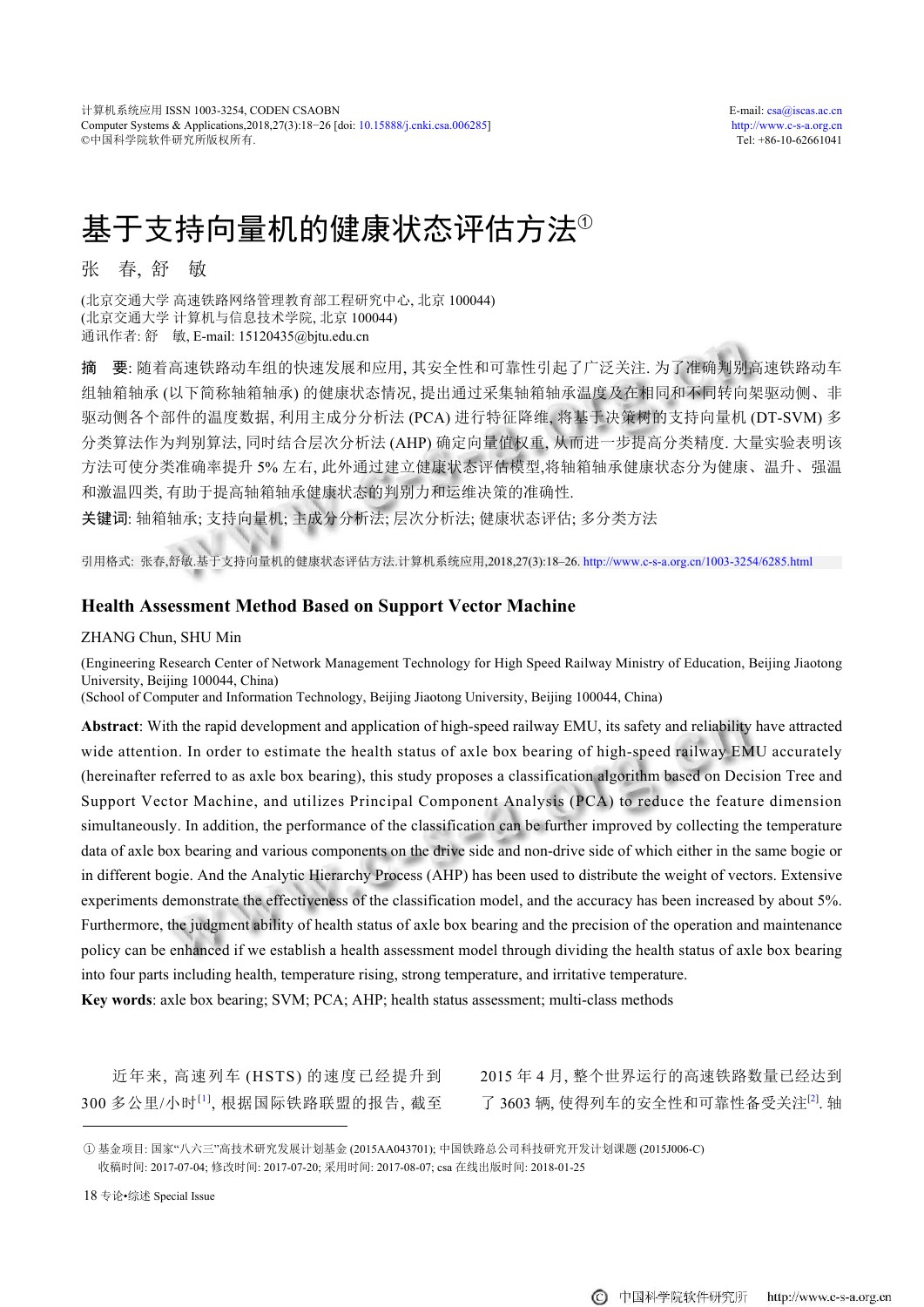# 基于支持向量机的健康状态评估方法①

张　春, 舒　敏

(北京交通大学 高速铁路网络管理教育部工程研究中心, 北京 100044)
(北京交通大学 计算机与信息技术学院, 北京 100044)
通讯作者: 舒　敏, E-mail: 15120435@bjtu.edu.cn

**摘　要**: 随着高速铁路动车组的快速发展和应用, 其安全性和可靠性引起了广泛关注. 为了准确判别高速铁路动车组轴箱轴承 (以下简称轴箱轴承) 的健康状态情况, 提出通过采集轴箱轴承温度及在相同和不同转向架驱动侧、非驱动侧各个部件的温度数据, 利用主成分分析法 (PCA) 进行特征降维, 将基于决策树的支持向量机 (DT-SVM) 多分类算法作为判别算法, 同时结合层次分析法 (AHP) 确定向量值权重, 从而进一步提高分类精度. 大量实验表明该方法可使分类准确率提升 5% 左右, 此外通过建立健康状态评估模型,将轴箱轴承健康状态分为健康、温升、强温和激温四类, 有助于提高轴箱轴承健康状态的判别力和运维决策的准确性.

**关键词**: 轴箱轴承; 支持向量机; 主成分分析法; 层次分析法; 健康状态评估; 多分类方法

引用格式: 张春,舒敏.基于支持向量机的健康状态评估方法.计算机系统应用,2018,27(3):18–26. http://www.c-s-a.org.cn/1003-3254/6285.html

## Health Assessment Method Based on Support Vector Machine

ZHANG Chun, SHU Min

(Engineering Research Center of Network Management Technology for High Speed Railway Ministry of Education, Beijing Jiaotong University, Beijing 100044, China)
(School of Computer and Information Technology, Beijing Jiaotong University, Beijing 100044, China)

**Abstract**: With the rapid development and application of high-speed railway EMU, its safety and reliability have attracted wide attention. In order to estimate the health status of axle box bearing of high-speed railway EMU accurately (hereinafter referred to as axle box bearing), this study proposes a classification algorithm based on Decision Tree and Support Vector Machine, and utilizes Principal Component Analysis (PCA) to reduce the feature dimension simultaneously. In addition, the performance of the classification can be further improved by collecting the temperature data of axle box bearing and various components on the drive side and non-drive side of which either in the same bogie or in different bogie. And the Analytic Hierarchy Process (AHP) has been used to distribute the weight of vectors. Extensive experiments demonstrate the effectiveness of the classification model, and the accuracy has been increased by about 5%. Furthermore, the judgment ability of health status of axle box bearing and the precision of the operation and maintenance policy can be enhanced if we establish a health assessment model through dividing the health status of axle box bearing into four parts including health, temperature rising, strong temperature, and irritative temperature.

**Key words**: axle box bearing; SVM; PCA; AHP; health status assessment; multi-class methods

近年来, 高速列车 (HSTS) 的速度已经提升到 300 多公里/小时[1], 根据国际铁路联盟的报告, 截至 2015 年 4 月, 整个世界运行的高速铁路数量已经达到了 3603 辆, 使得列车的安全性和可靠性备受关注[2]. 轴

① 基金项目: 国家“八六三”高技术研究发展计划基金 (2015AA043701); 中国铁路总公司科技研究开发计划课题 (2015J006-C)
收稿时间: 2017-07-04; 修改时间: 2017-07-20; 采用时间: 2017-08-07; csa 在线出版时间: 2018-01-25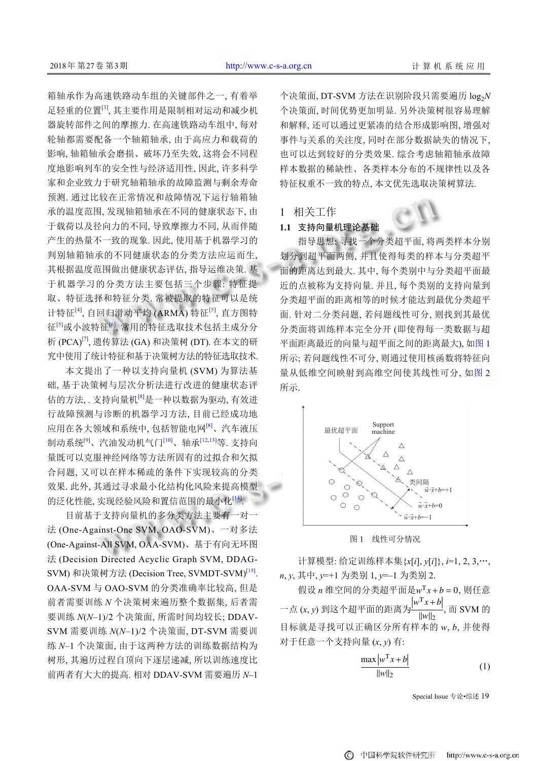箱轴承作为高速铁路动车组的关键部件之一，有着举足轻重的位置[3]，其主要作用是限制相对运动和减少机器旋转部件之间的摩擦力. 在高速铁路动车组中，每对轮轴都需要配备一个轴箱轴承，由于高应力和载荷的影响，轴箱轴承会磨损、破坏乃至失效，这将会不同程度地影响列车的安全性与经济适用性，因此，许多科学家和企业致力于研究轴箱轴承的故障监测与剩余寿命预测. 通过比较在正常情况和故障情况下运行轴箱轴承的温度范围，发现轴箱轴承在不同的健康状态下，由于载荷以及径向力的不同，导致摩擦力不同，从而伴随产生的热量不一致的现象. 因此，使用基于机器学习的判别轴箱轴承的不同健康状态的分类方法应运而生，其根据温度范围做出健康状态评估，指导运维决策. 基于机器学习的分类方法主要包括三个步骤：特征提取、特征选择和特征分类. 常被提取的特征可以是统计特征[4]，自回归滑动平均 (ARMA) 特征[5]，直方图特征[5]或小波特征[6]，常用的特征选取技术包括主成分分析 (PCA)[7]，遗传算法 (GA) 和决策树 (DT). 在本文的研究中使用了统计特征和基于决策树方法的特征选取技术.

本文提出了一种以支持向量机 (SVM) 为算法基础，基于决策树与层次分析法进行改进的健康状态评估的方法，. 支持向量机[8]是一种以数据为驱动，有效进行故障预测与诊断的机器学习方法，目前已经成功地应用在各大领域和系统中，包括智能电网[8]、汽车液压制动系统[9]、汽油发动机气门[10]、轴承[12,13]等. 支持向量既可以克服神经网络等方法所固有的过拟合和欠拟合问题，又可以在样本稀疏的条件下实现较高的分类效果. 此外，其通过寻求最小化结构化风险来提高模型的泛化性能，实现经验风险和置信范围的最小化[14].

目前基于支持向量机的多分类方法主要有一对一法 (One-Against-One SVM, OAO-SVM)、一对多法 (One-Against-All SVM, OAA-SVM)、基于有向无环图法 (Decision Directed Acyclic Graph SVM, DDAG-SVM) 和决策树方法 (Decision Tree, SVMDT-SVM)[15]. OAA-SVM 与 OAO-SVM 的分类准确率比较高，但是前者需要训练 $N$ 个决策树来遍历整个数据集，后者需要训练 $N(N-1)/2$ 个决策面，所需时间均较长；DDAV-SVM 需要训练 $N(N-1)/2$ 个决策面，DT-SVM 需要训练 $N-1$ 个决策面，由于这两种方法的训练数据结构为树形，其遍历过程自顶向下逐层递减，所以训练速度比前两者有大大的提高. 相对 DDAV-SVM 需要遍历 $N-1$ 个决策面，DT-SVM 方法在识别阶段只需要遍历 $\log_2 N$ 个决策面，时间优势更加明显. 另外决策树很容易理解和解释，还可以通过更紧凑的结合形成影响图，增强对事件与关系的关注度，同时在部分数据缺失的情况下，也可以达到较好的分类效果. 综合考虑轴箱轴承故障样本数据的稀缺性、各类样本分布的不规律性以及各特征权重不一致的特点，本文优先选取决策树算法.

## 1 相关工作

### 1.1 支持向量机理论基础

指导思想：寻找一个分类超平面，将两类样本分别划分到超平面两侧，并且使得每类的样本与分类超平面的距离达到最大. 其中，每个类别中与分类超平面最近的点被称为支持向量. 并且，每个类别的支持向量到分类超平面的距离相等的时候才能达到最优分类超平面. 针对二分类问题，若问题线性可分，则找到其最优分类面将训练样本完全分开 (即使得每一类数据与超平面距离最近的向量与超平面之间的距离最大)，如图 1 所示；若问题线性不可分，则通过使用核函数将特征向量从低维空间映射到高维空间使其线性可分，如图 2 所示.

最优超平面　Support machine　类间隔　$\vec{w}\cdot\vec{x}+b=+1$　$\vec{w}\cdot\vec{x}+b=0$　$\vec{w}\cdot\vec{x}+b=-1$

图 1　线性可分情况

计算模型：给定训练样本集$\{x[i], y[i]\}$, $i=1, 2, 3,\cdots, n$, $y$, 其中，$y=+1$ 为类别 1, $y=-1$ 为类别 2.

假设 $n$ 维空间的分类超平面是$w^{\mathrm{T}}x+b=0$，则任意一点 $(x, y)$ 到这个超平面的距离为$\dfrac{|w^{\mathrm{T}}x+b|}{\|w\|_2}$，而 SVM 的目标就是寻找可以正确区分所有样本的 $w$, $b$，并使得对于任意一个支持向量 $(x, y)$ 有：

$$\max\frac{|w^{\mathrm{T}}x+b|}{\|w\|_2} \tag{1}$$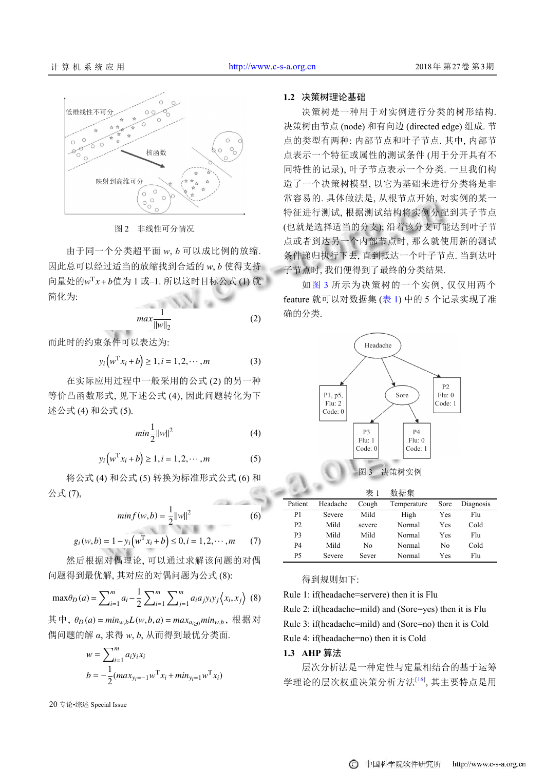图 2　非线性可分情况

由于同一个分类超平面 $w$, $b$ 可以成比例的放缩. 因此总可以经过适当的放缩找到合适的 $w$, $b$ 使得支持向量处的$w^{\mathrm{T}}x+b$值为 1 或–1. 所以这时目标公式 (1) 就简化为:

$$max\frac{1}{\|w\|_2} \tag{2}$$

而此时的约束条件可以表达为:

$$y_i\left(w^{\mathrm{T}}x_i+b\right)\geq 1, i=1,2,\cdots,m \tag{3}$$

在实际应用过程中一般采用的公式 (2) 的另一种等价凸函数形式, 见下述公式 (4), 因此问题转化为下述公式 (4) 和公式 (5).

$$min\frac{1}{2}\|w\|^2 \tag{4}$$

$$y_i\left(w^{\mathrm{T}}x_i+b\right)\geq 1, i=1,2,\cdots,m \tag{5}$$

将公式 (4) 和公式 (5) 转换为标准形式公式 (6) 和公式 (7),

$$min f(w,b)=\frac{1}{2}\|w\|^2 \tag{6}$$

$$g_i(w,b)=1-y_i\left(w^{\mathrm{T}}x_i+b\right)\leq 0, i=1,2,\cdots,m \tag{7}$$

然后根据对偶理论, 可以通过求解该问题的对偶问题得到最优解, 其对应的对偶问题为公式 (8):

$$\max\theta_D(a)=\sum\nolimits_{i=1}^{m}a_i-\frac{1}{2}\sum\nolimits_{i=1}^{m}\sum\nolimits_{j=1}^{m}a_ia_jy_iy_j\left\langle x_i,x_j\right\rangle \tag{8}$$

其中, $\theta_D(a)=min_{w,b}L(w,b,a)=max_{a_i\geq 0}min_{w,b}$, 根据对偶问题的解 $\alpha$, 求得 $w$, $b$, 从而得到最优分类面.

$$w=\sum\nolimits_{i=1}^{m}a_iy_ix_i$$

$$b=-\frac{1}{2}(max_{y_i=-1}w^{\mathrm{T}}x_i+min_{y_i=1}w^{\mathrm{T}}x_i)$$

## 1.2　决策树理论基础

决策树是一种用于对实例进行分类的树形结构. 决策树由节点 (node) 和有向边 (directed edge) 组成. 节点的类型有两种: 内部节点和叶子节点. 其中, 内部节点表示一个特征或属性的测试条件 (用于分开具有不同特性的记录), 叶子节点表示一个分类. 一旦我们构造了一个决策树模型, 以它为基础来进行分类将是非常容易的. 具体做法是, 从根节点开始, 对实例的某一特征进行测试, 根据测试结构将实例分配到其子节点 (也就是选择适当的分支); 沿着该分支可能达到叶子节点或者到达另一个内部节点时, 那么就使用新的测试条件递归执行下去, 直到抵达一个叶子节点. 当到达叶子节点时, 我们便得到了最终的分类结果.

如图 3 所示为决策树的一个实例, 仅仅用两个 feature 就可以对数据集 (表 1) 中的 5 个记录实现了准确的分类.

图 3　决策树实例

表 1　数据集

| Patient | Headache | Cough | Temperature | Sore | Diagnosis |
|---|---|---|---|---|---|
| P1 | Severe | Mild | High | Yes | Flu |
| P2 | Mild | severe | Normal | Yes | Cold |
| P3 | Mild | Mild | Normal | Yes | Flu |
| P4 | Mild | No | Normal | No | Cold |
| P5 | Severe | Sever | Normal | Yes | Flu |

得到规则如下:

Rule 1: if(headache=servere) then it is Flu

Rule 2: if(headache=mild) and (Sore=yes) then it is Flu

Rule 3: if(headache=mild) and (Sore=no) then it is Cold

Rule 4: if(headache=no) then it is Cold

## 1.3　AHP 算法

层次分析法是一种定性与定量相结合的基于运筹学理论的层次权重决策分析方法[16], 其主要特点是用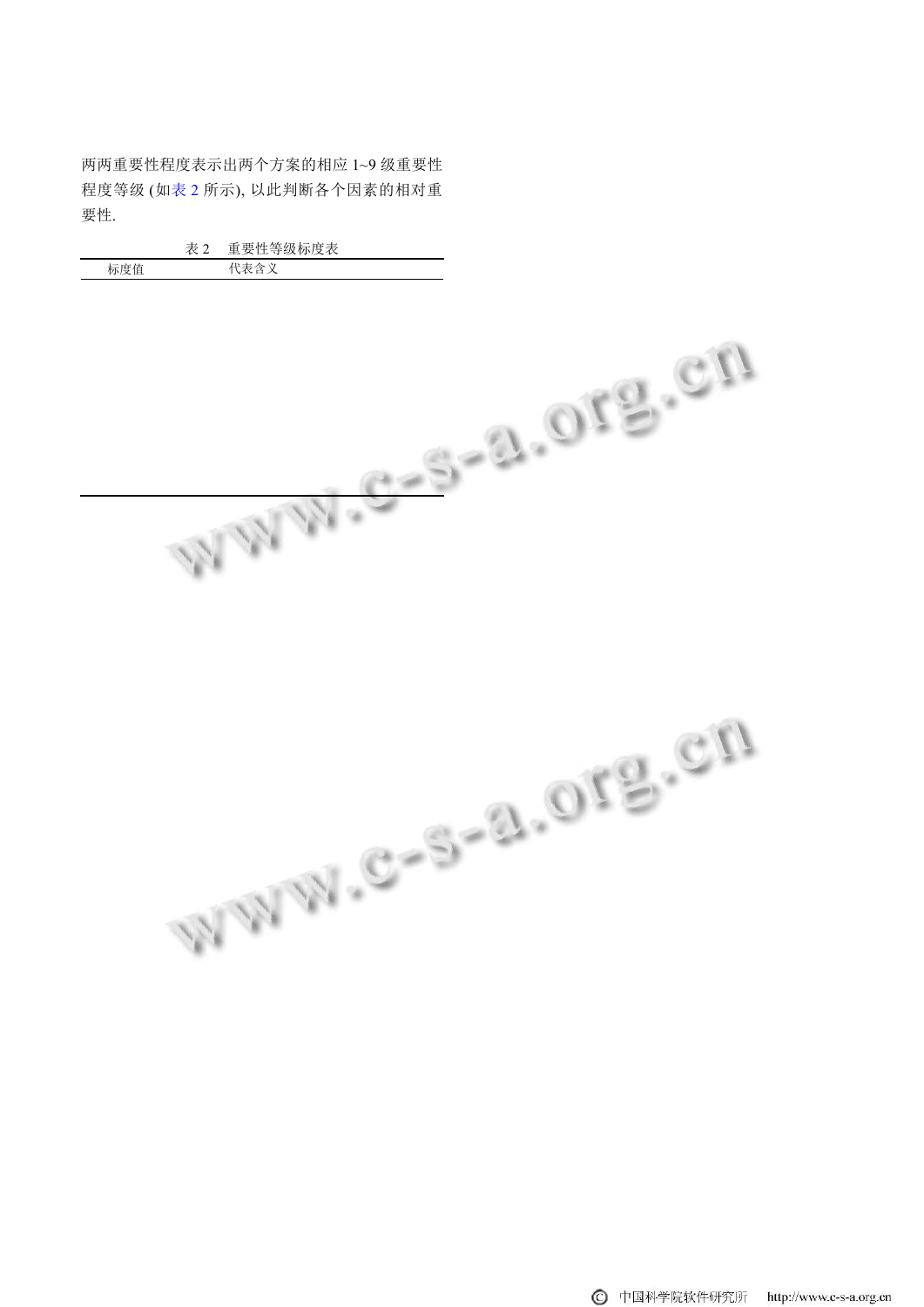两两重要性程度表示出两个方案的相应 1~9 级重要性程度等级 (如表 2 所示), 以此判断各个因素的相对重要性.

表 2　重要性等级标度表

| 标度值 | 代表含义 |
|---|---|